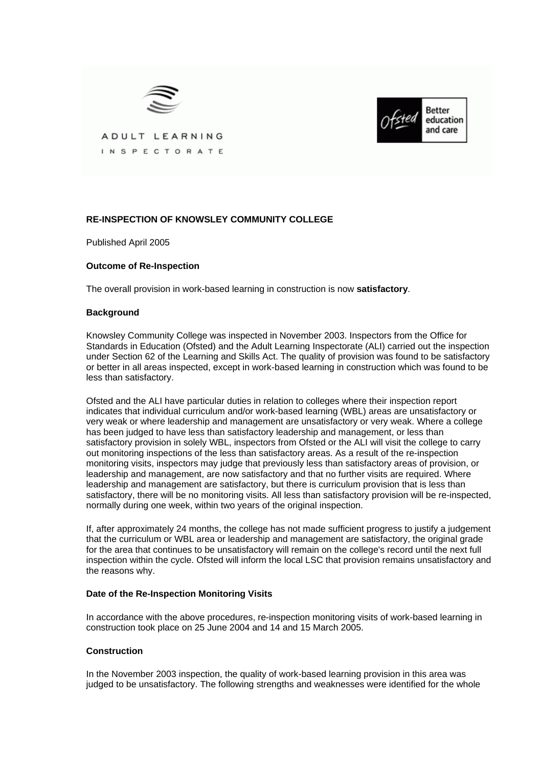ADULT LEARNING INSPECTORATE

Ofsted Better education and care

**RE-INSPECTION OF KNOWSLEY COMMUNITY COLLEGE**

Published April 2005

**Outcome of Re-Inspection**

The overall provision in work-based learning in construction is now **satisfactory**.

**Background**

Knowsley Community College was inspected in November 2003. Inspectors from the Office for Standards in Education (Ofsted) and the Adult Learning Inspectorate (ALI) carried out the inspection under Section 62 of the Learning and Skills Act. The quality of provision was found to be satisfactory or better in all areas inspected, except in work-based learning in construction which was found to be less than satisfactory.

Ofsted and the ALI have particular duties in relation to colleges where their inspection report indicates that individual curriculum and/or work-based learning (WBL) areas are unsatisfactory or very weak or where leadership and management are unsatisfactory or very weak. Where a college has been judged to have less than satisfactory leadership and management, or less than satisfactory provision in solely WBL, inspectors from Ofsted or the ALI will visit the college to carry out monitoring inspections of the less than satisfactory areas. As a result of the re-inspection monitoring visits, inspectors may judge that previously less than satisfactory areas of provision, or leadership and management, are now satisfactory and that no further visits are required. Where leadership and management are satisfactory, but there is curriculum provision that is less than satisfactory, there will be no monitoring visits. All less than satisfactory provision will be re-inspected, normally during one week, within two years of the original inspection.

If, after approximately 24 months, the college has not made sufficient progress to justify a judgement that the curriculum or WBL area or leadership and management are satisfactory, the original grade for the area that continues to be unsatisfactory will remain on the college's record until the next full inspection within the cycle. Ofsted will inform the local LSC that provision remains unsatisfactory and the reasons why.

**Date of the Re-Inspection Monitoring Visits**

In accordance with the above procedures, re-inspection monitoring visits of work-based learning in construction took place on 25 June 2004 and 14 and 15 March 2005.

**Construction**

In the November 2003 inspection, the quality of work-based learning provision in this area was judged to be unsatisfactory. The following strengths and weaknesses were identified for the whole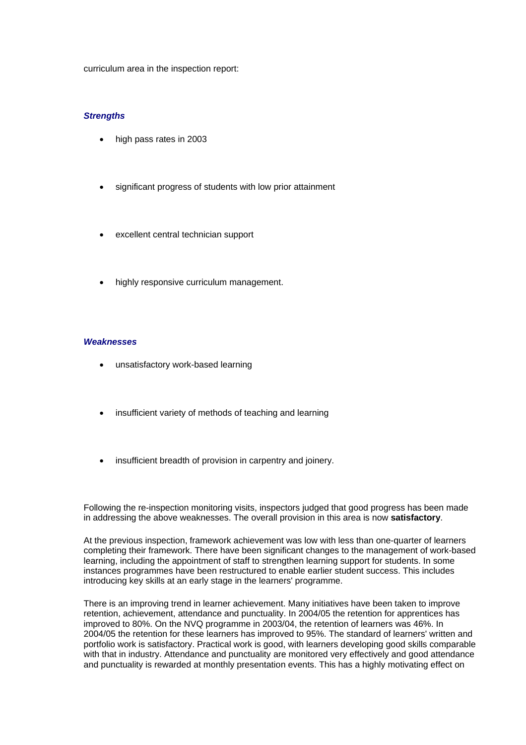curriculum area in the inspection report:

***Strengths***

- high pass rates in 2003
- significant progress of students with low prior attainment
- excellent central technician support
- highly responsive curriculum management.

***Weaknesses***

- unsatisfactory work-based learning
- insufficient variety of methods of teaching and learning
- insufficient breadth of provision in carpentry and joinery.

Following the re-inspection monitoring visits, inspectors judged that good progress has been made in addressing the above weaknesses. The overall provision in this area is now **satisfactory**.

At the previous inspection, framework achievement was low with less than one-quarter of learners completing their framework. There have been significant changes to the management of work-based learning, including the appointment of staff to strengthen learning support for students. In some instances programmes have been restructured to enable earlier student success. This includes introducing key skills at an early stage in the learners' programme.

There is an improving trend in learner achievement. Many initiatives have been taken to improve retention, achievement, attendance and punctuality. In 2004/05 the retention for apprentices has improved to 80%. On the NVQ programme in 2003/04, the retention of learners was 46%. In 2004/05 the retention for these learners has improved to 95%. The standard of learners' written and portfolio work is satisfactory. Practical work is good, with learners developing good skills comparable with that in industry. Attendance and punctuality are monitored very effectively and good attendance and punctuality is rewarded at monthly presentation events. This has a highly motivating effect on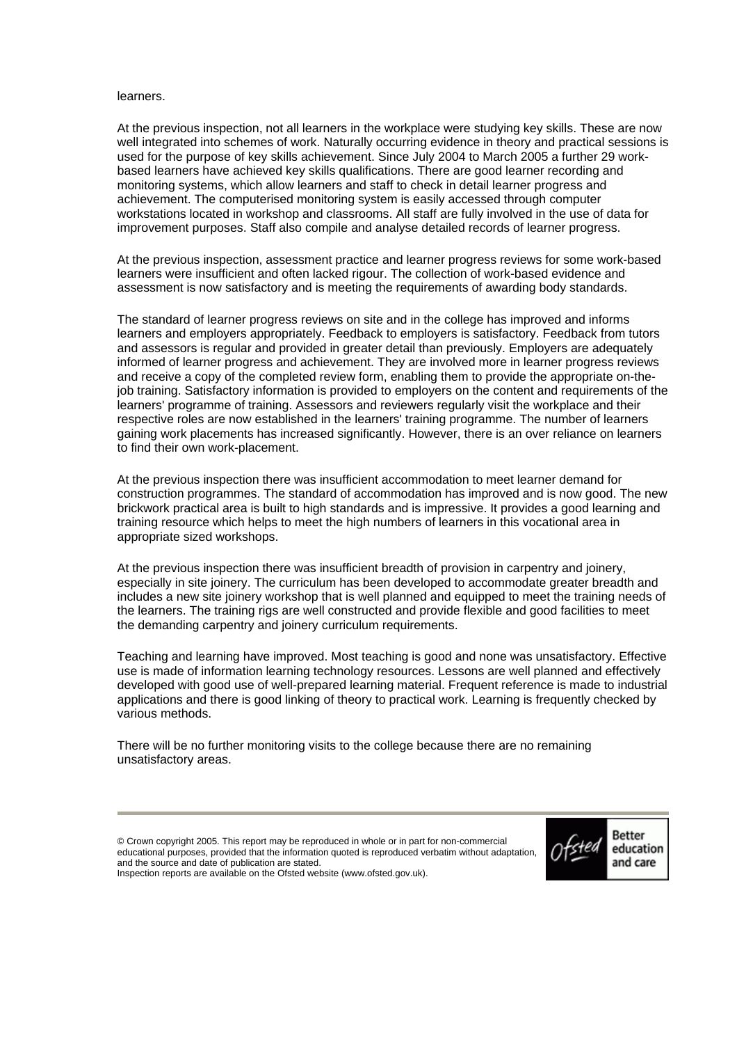learners.

At the previous inspection, not all learners in the workplace were studying key skills. These are now well integrated into schemes of work. Naturally occurring evidence in theory and practical sessions is used for the purpose of key skills achievement. Since July 2004 to March 2005 a further 29 work-based learners have achieved key skills qualifications. There are good learner recording and monitoring systems, which allow learners and staff to check in detail learner progress and achievement. The computerised monitoring system is easily accessed through computer workstations located in workshop and classrooms. All staff are fully involved in the use of data for improvement purposes. Staff also compile and analyse detailed records of learner progress.

At the previous inspection, assessment practice and learner progress reviews for some work-based learners were insufficient and often lacked rigour. The collection of work-based evidence and assessment is now satisfactory and is meeting the requirements of awarding body standards.

The standard of learner progress reviews on site and in the college has improved and informs learners and employers appropriately. Feedback to employers is satisfactory. Feedback from tutors and assessors is regular and provided in greater detail than previously. Employers are adequately informed of learner progress and achievement. They are involved more in learner progress reviews and receive a copy of the completed review form, enabling them to provide the appropriate on-the-job training. Satisfactory information is provided to employers on the content and requirements of the learners' programme of training. Assessors and reviewers regularly visit the workplace and their respective roles are now established in the learners' training programme. The number of learners gaining work placements has increased significantly. However, there is an over reliance on learners to find their own work-placement.

At the previous inspection there was insufficient accommodation to meet learner demand for construction programmes. The standard of accommodation has improved and is now good. The new brickwork practical area is built to high standards and is impressive. It provides a good learning and training resource which helps to meet the high numbers of learners in this vocational area in appropriate sized workshops.

At the previous inspection there was insufficient breadth of provision in carpentry and joinery, especially in site joinery. The curriculum has been developed to accommodate greater breadth and includes a new site joinery workshop that is well planned and equipped to meet the training needs of the learners. The training rigs are well constructed and provide flexible and good facilities to meet the demanding carpentry and joinery curriculum requirements.

Teaching and learning have improved. Most teaching is good and none was unsatisfactory. Effective use is made of information learning technology resources. Lessons are well planned and effectively developed with good use of well-prepared learning material. Frequent reference is made to industrial applications and there is good linking of theory to practical work. Learning is frequently checked by various methods.

There will be no further monitoring visits to the college because there are no remaining unsatisfactory areas.

---

© Crown copyright 2005. This report may be reproduced in whole or in part for non-commercial educational purposes, provided that the information quoted is reproduced verbatim without adaptation, and the source and date of publication are stated.
Inspection reports are available on the Ofsted website (www.ofsted.gov.uk).

Ofsted Better education and care